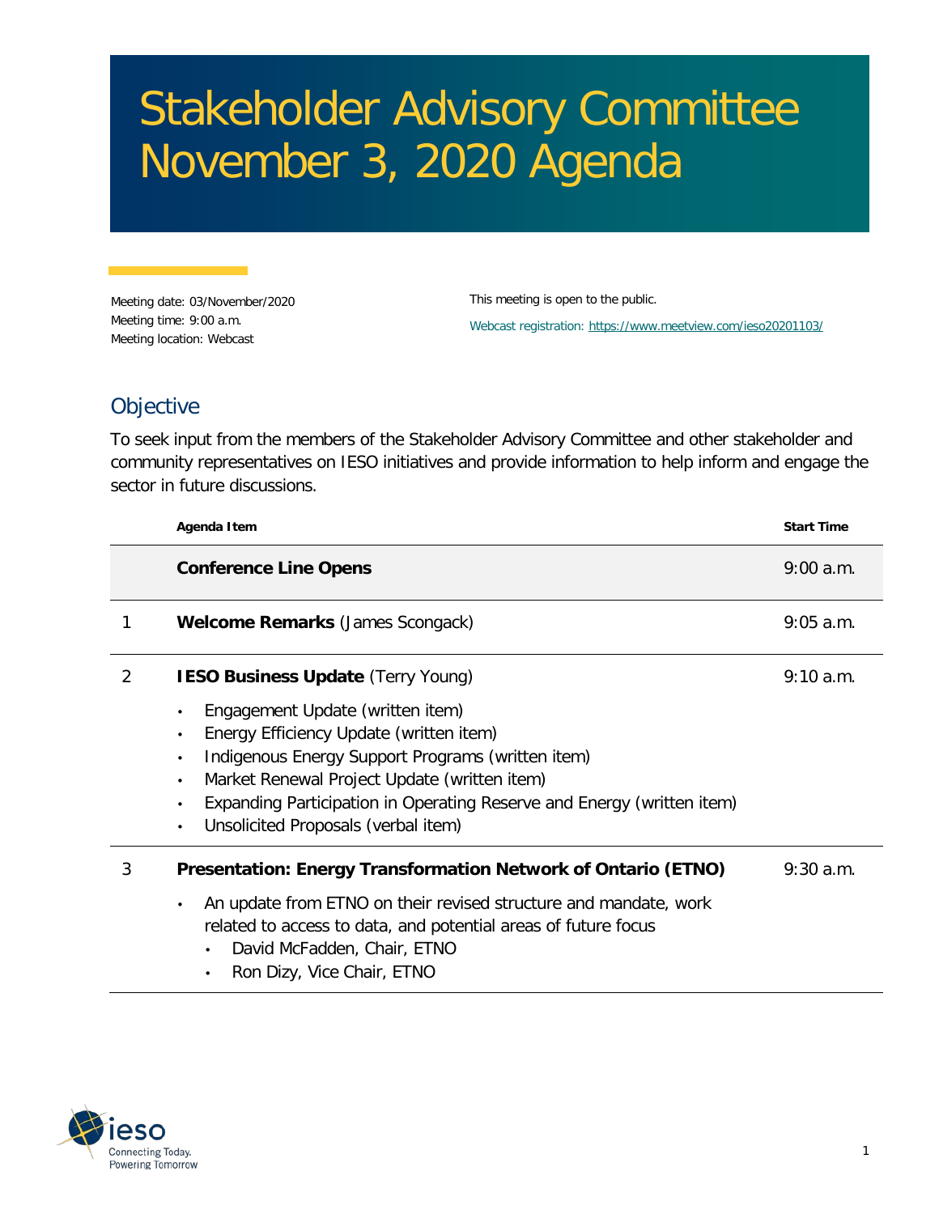# Stakeholder Advisory Committee November 3, 2020 Agenda

Meeting date: 03/November/2020
Meeting time: 9:00 a.m.
Meeting location: Webcast

This meeting is open to the public.

Webcast registration: https://www.meetview.com/ieso20201103/

## Objective

To seek input from the members of the Stakeholder Advisory Committee and other stakeholder and community representatives on IESO initiatives and provide information to help inform and engage the sector in future discussions.

| | Agenda Item | Start Time |
|---|---|---|
| | **Conference Line Opens** | 9:00 a.m. |
| 1 | **Welcome Remarks** (James Scongack) | 9:05 a.m. |
| 2 | **IESO Business Update** (Terry Young)<br>• Engagement Update (written item)<br>• Energy Efficiency Update (written item)<br>• Indigenous Energy Support Programs (written item)<br>• Market Renewal Project Update (written item)<br>• Expanding Participation in Operating Reserve and Energy (written item)<br>• Unsolicited Proposals (verbal item) | 9:10 a.m. |
| 3 | **Presentation: Energy Transformation Network of Ontario (ETNO)**<br>• An update from ETNO on their revised structure and mandate, work related to access to data, and potential areas of future focus<br>  • David McFadden, Chair, ETNO<br>  • Ron Dizy, Vice Chair, ETNO | 9:30 a.m. |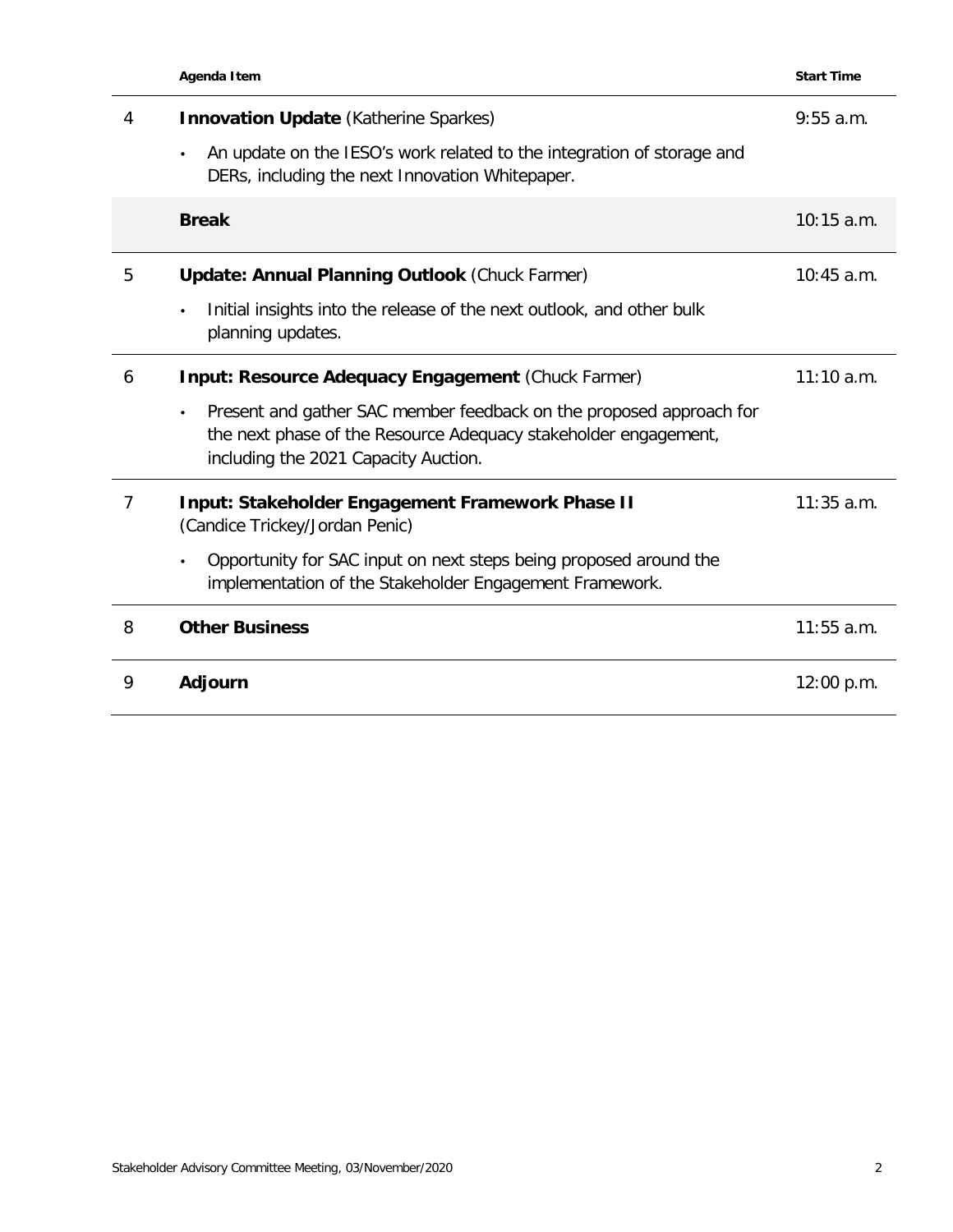| | Agenda Item | Start Time |
|---|---|---|
| 4 | **Innovation Update** (Katherine Sparkes)<br>• An update on the IESO's work related to the integration of storage and DERs, including the next Innovation Whitepaper. | 9:55 a.m. |
| | **Break** | 10:15 a.m. |
| 5 | **Update: Annual Planning Outlook** (Chuck Farmer)<br>• Initial insights into the release of the next outlook, and other bulk planning updates. | 10:45 a.m. |
| 6 | **Input: Resource Adequacy Engagement** (Chuck Farmer)<br>• Present and gather SAC member feedback on the proposed approach for the next phase of the Resource Adequacy stakeholder engagement, including the 2021 Capacity Auction. | 11:10 a.m. |
| 7 | **Input: Stakeholder Engagement Framework Phase II** (Candice Trickey/Jordan Penic)<br>• Opportunity for SAC input on next steps being proposed around the implementation of the Stakeholder Engagement Framework. | 11:35 a.m. |
| 8 | **Other Business** | 11:55 a.m. |
| 9 | **Adjourn** | 12:00 p.m. |